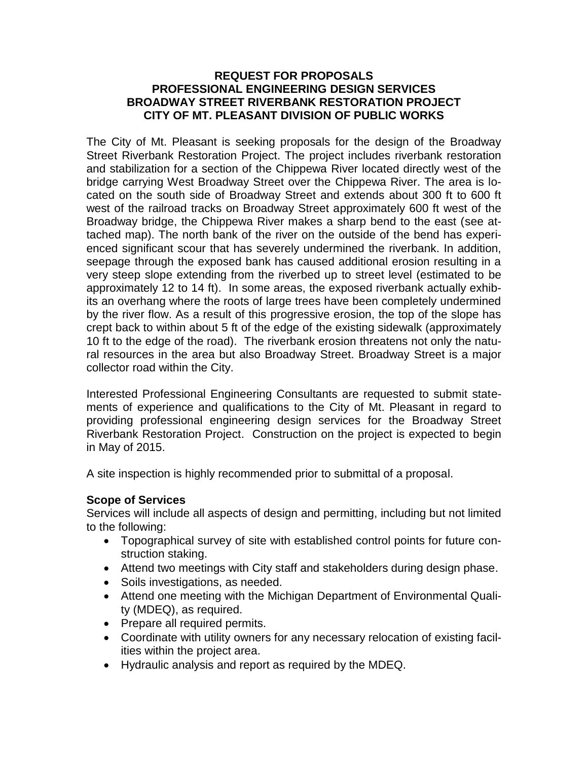**REQUEST FOR PROPOSALS**
**PROFESSIONAL ENGINEERING DESIGN SERVICES**
**BROADWAY STREET RIVERBANK RESTORATION PROJECT**
**CITY OF MT. PLEASANT DIVISION OF PUBLIC WORKS**

The City of Mt. Pleasant is seeking proposals for the design of the Broadway Street Riverbank Restoration Project. The project includes riverbank restoration and stabilization for a section of the Chippewa River located directly west of the bridge carrying West Broadway Street over the Chippewa River. The area is located on the south side of Broadway Street and extends about 300 ft to 600 ft west of the railroad tracks on Broadway Street approximately 600 ft west of the Broadway bridge, the Chippewa River makes a sharp bend to the east (see attached map). The north bank of the river on the outside of the bend has experienced significant scour that has severely undermined the riverbank. In addition, seepage through the exposed bank has caused additional erosion resulting in a very steep slope extending from the riverbed up to street level (estimated to be approximately 12 to 14 ft). In some areas, the exposed riverbank actually exhibits an overhang where the roots of large trees have been completely undermined by the river flow. As a result of this progressive erosion, the top of the slope has crept back to within about 5 ft of the edge of the existing sidewalk (approximately 10 ft to the edge of the road). The riverbank erosion threatens not only the natural resources in the area but also Broadway Street. Broadway Street is a major collector road within the City.

Interested Professional Engineering Consultants are requested to submit statements of experience and qualifications to the City of Mt. Pleasant in regard to providing professional engineering design services for the Broadway Street Riverbank Restoration Project. Construction on the project is expected to begin in May of 2015.

A site inspection is highly recommended prior to submittal of a proposal.

**Scope of Services**
Services will include all aspects of design and permitting, including but not limited to the following:

- Topographical survey of site with established control points for future construction staking.
- Attend two meetings with City staff and stakeholders during design phase.
- Soils investigations, as needed.
- Attend one meeting with the Michigan Department of Environmental Quality (MDEQ), as required.
- Prepare all required permits.
- Coordinate with utility owners for any necessary relocation of existing facilities within the project area.
- Hydraulic analysis and report as required by the MDEQ.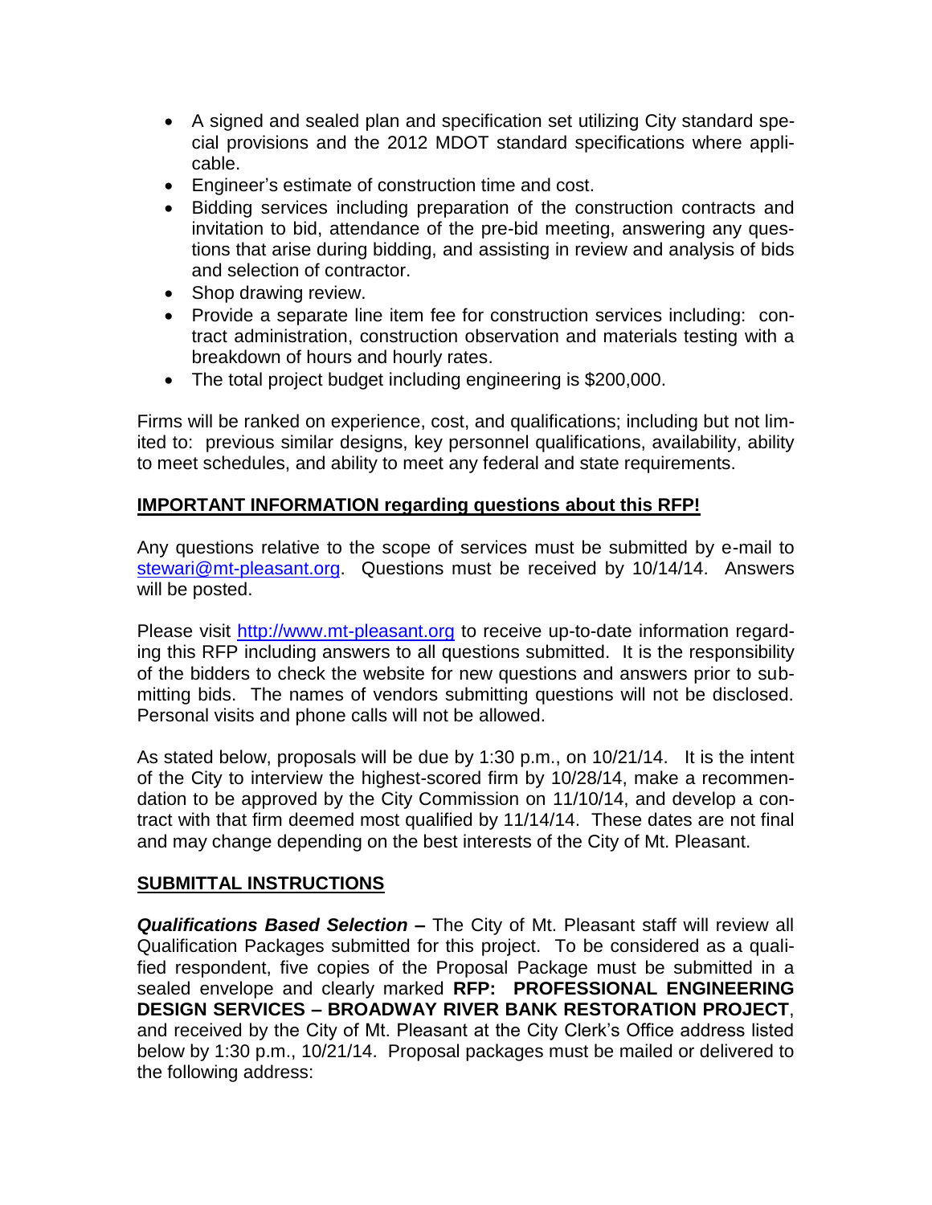- A signed and sealed plan and specification set utilizing City standard special provisions and the 2012 MDOT standard specifications where applicable.
- Engineer's estimate of construction time and cost.
- Bidding services including preparation of the construction contracts and invitation to bid, attendance of the pre-bid meeting, answering any questions that arise during bidding, and assisting in review and analysis of bids and selection of contractor.
- Shop drawing review.
- Provide a separate line item fee for construction services including: contract administration, construction observation and materials testing with a breakdown of hours and hourly rates.
- The total project budget including engineering is $200,000.

Firms will be ranked on experience, cost, and qualifications; including but not limited to: previous similar designs, key personnel qualifications, availability, ability to meet schedules, and ability to meet any federal and state requirements.

## IMPORTANT INFORMATION regarding questions about this RFP!

Any questions relative to the scope of services must be submitted by e-mail to stewari@mt-pleasant.org. Questions must be received by 10/14/14. Answers will be posted.

Please visit http://www.mt-pleasant.org to receive up-to-date information regarding this RFP including answers to all questions submitted. It is the responsibility of the bidders to check the website for new questions and answers prior to submitting bids. The names of vendors submitting questions will not be disclosed. Personal visits and phone calls will not be allowed.

As stated below, proposals will be due by 1:30 p.m., on 10/21/14. It is the intent of the City to interview the highest-scored firm by 10/28/14, make a recommendation to be approved by the City Commission on 11/10/14, and develop a contract with that firm deemed most qualified by 11/14/14. These dates are not final and may change depending on the best interests of the City of Mt. Pleasant.

## SUBMITTAL INSTRUCTIONS

***Qualifications Based Selection –*** The City of Mt. Pleasant staff will review all Qualification Packages submitted for this project. To be considered as a qualified respondent, five copies of the Proposal Package must be submitted in a sealed envelope and clearly marked **RFP: PROFESSIONAL ENGINEERING DESIGN SERVICES – BROADWAY RIVER BANK RESTORATION PROJECT**, and received by the City of Mt. Pleasant at the City Clerk's Office address listed below by 1:30 p.m., 10/21/14. Proposal packages must be mailed or delivered to the following address: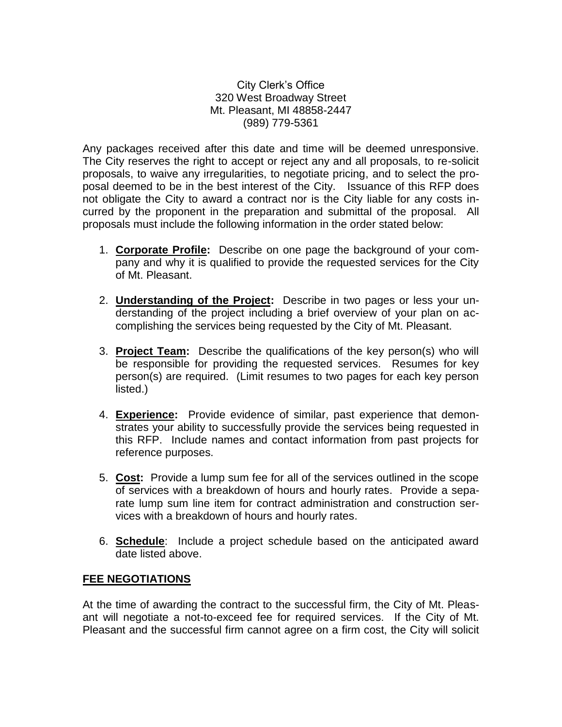City Clerk's Office
320 West Broadway Street
Mt. Pleasant, MI 48858-2447
(989) 779-5361

Any packages received after this date and time will be deemed unresponsive. The City reserves the right to accept or reject any and all proposals, to re-solicit proposals, to waive any irregularities, to negotiate pricing, and to select the proposal deemed to be in the best interest of the City. Issuance of this RFP does not obligate the City to award a contract nor is the City liable for any costs incurred by the proponent in the preparation and submittal of the proposal. All proposals must include the following information in the order stated below:

1. **Corporate Profile:** Describe on one page the background of your company and why it is qualified to provide the requested services for the City of Mt. Pleasant.

2. **Understanding of the Project:** Describe in two pages or less your understanding of the project including a brief overview of your plan on accomplishing the services being requested by the City of Mt. Pleasant.

3. **Project Team:** Describe the qualifications of the key person(s) who will be responsible for providing the requested services. Resumes for key person(s) are required. (Limit resumes to two pages for each key person listed.)

4. **Experience:** Provide evidence of similar, past experience that demonstrates your ability to successfully provide the services being requested in this RFP. Include names and contact information from past projects for reference purposes.

5. **Cost:** Provide a lump sum fee for all of the services outlined in the scope of services with a breakdown of hours and hourly rates. Provide a separate lump sum line item for contract administration and construction services with a breakdown of hours and hourly rates.

6. **Schedule**: Include a project schedule based on the anticipated award date listed above.

## FEE NEGOTIATIONS

At the time of awarding the contract to the successful firm, the City of Mt. Pleasant will negotiate a not-to-exceed fee for required services. If the City of Mt. Pleasant and the successful firm cannot agree on a firm cost, the City will solicit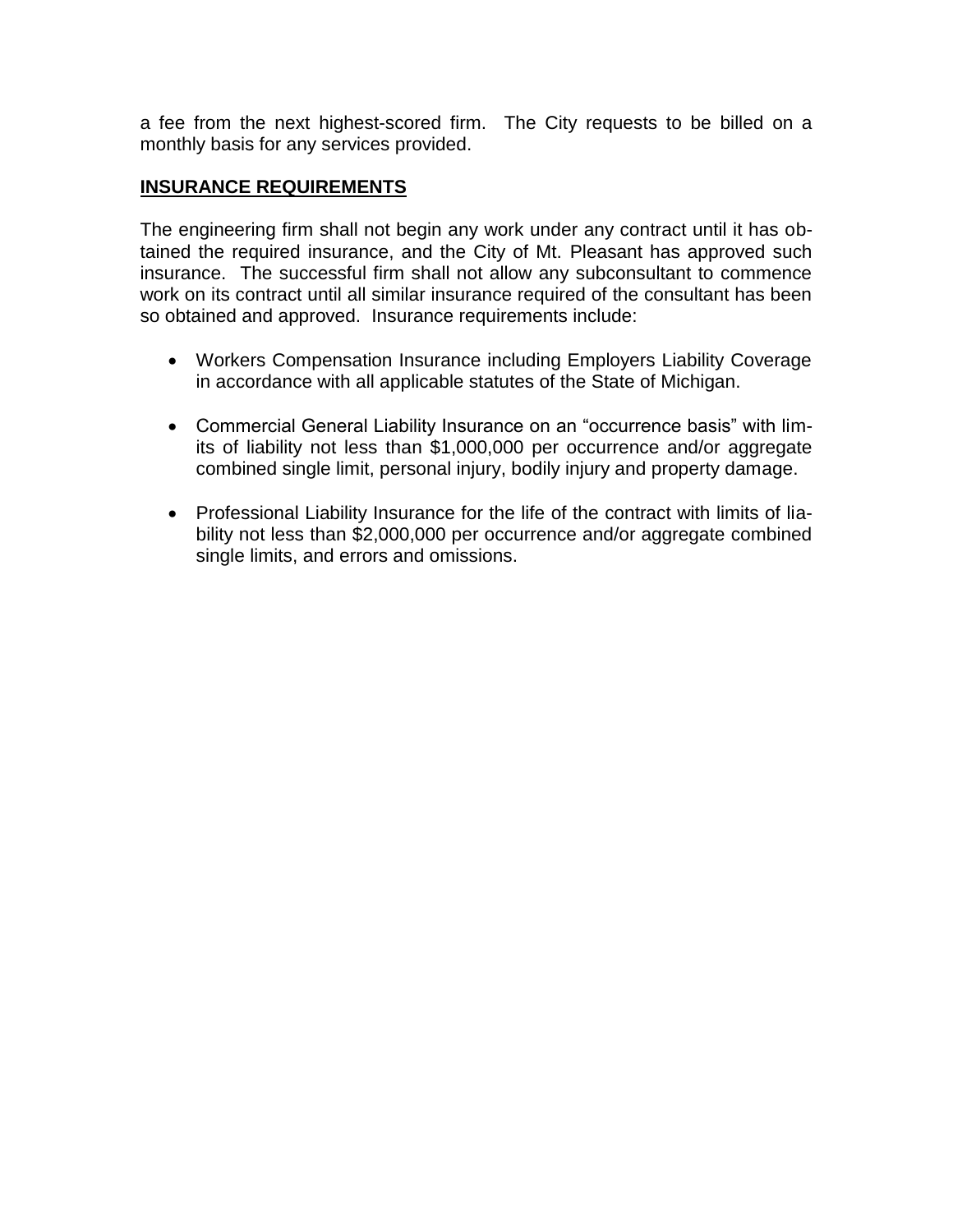a fee from the next highest-scored firm.  The City requests to be billed on a monthly basis for any services provided.

**INSURANCE REQUIREMENTS**

The engineering firm shall not begin any work under any contract until it has obtained the required insurance, and the City of Mt. Pleasant has approved such insurance.  The successful firm shall not allow any subconsultant to commence work on its contract until all similar insurance required of the consultant has been so obtained and approved.  Insurance requirements include:

- Workers Compensation Insurance including Employers Liability Coverage in accordance with all applicable statutes of the State of Michigan.

- Commercial General Liability Insurance on an "occurrence basis" with limits of liability not less than $1,000,000 per occurrence and/or aggregate combined single limit, personal injury, bodily injury and property damage.

- Professional Liability Insurance for the life of the contract with limits of liability not less than $2,000,000 per occurrence and/or aggregate combined single limits, and errors and omissions.